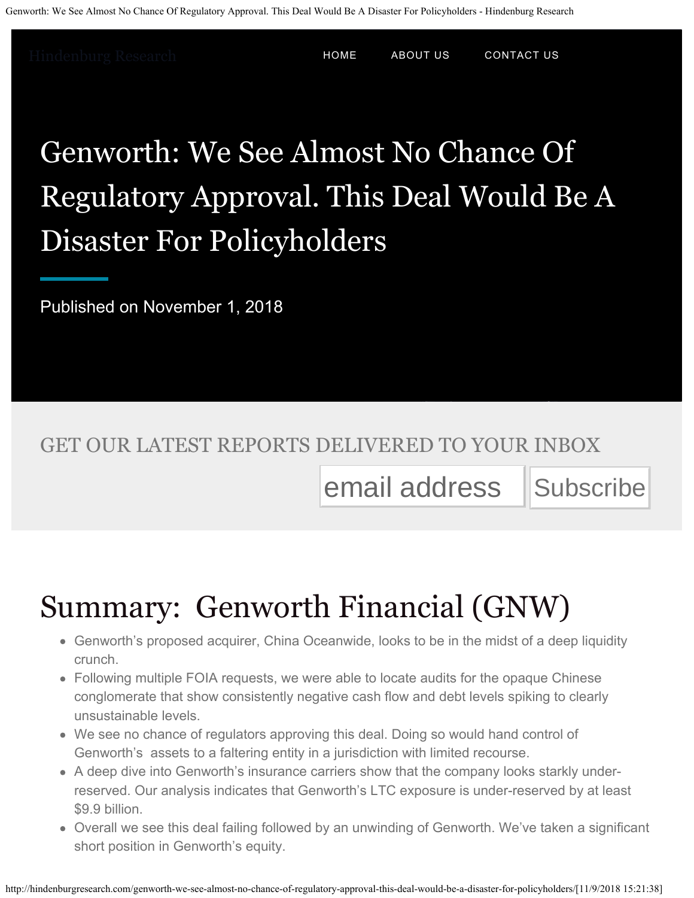Hindenburg Research

HOME ABOUT US CONTACT US

# Genworth: We See Almost No Chance Of Regulatory Approval. This Deal Would Be A Disaster For Policyholders

Published on November 1, 2018

GET OUR LATEST REPORTS DELIVERED TO YOUR INBOX

email address Subscribe

## Summary: Genworth Financial (GNW)

- Genworth's proposed acquirer, China Oceanwide, looks to be in the midst of a deep liquidity crunch.
- Following multiple FOIA requests, we were able to locate audits for the opaque Chinese conglomerate that show consistently negative cash flow and debt levels spiking to clearly unsustainable levels.
- We see no chance of regulators approving this deal. Doing so would hand control of Genworth's assets to a faltering entity in a jurisdiction with limited recourse.
- A deep dive into Genworth's insurance carriers show that the company looks starkly under-reserved. Our analysis indicates that Genworth's LTC exposure is under-reserved by at least $9.9 billion.
- Overall we see this deal failing followed by an unwinding of Genworth. We've taken a significant short position in Genworth's equity.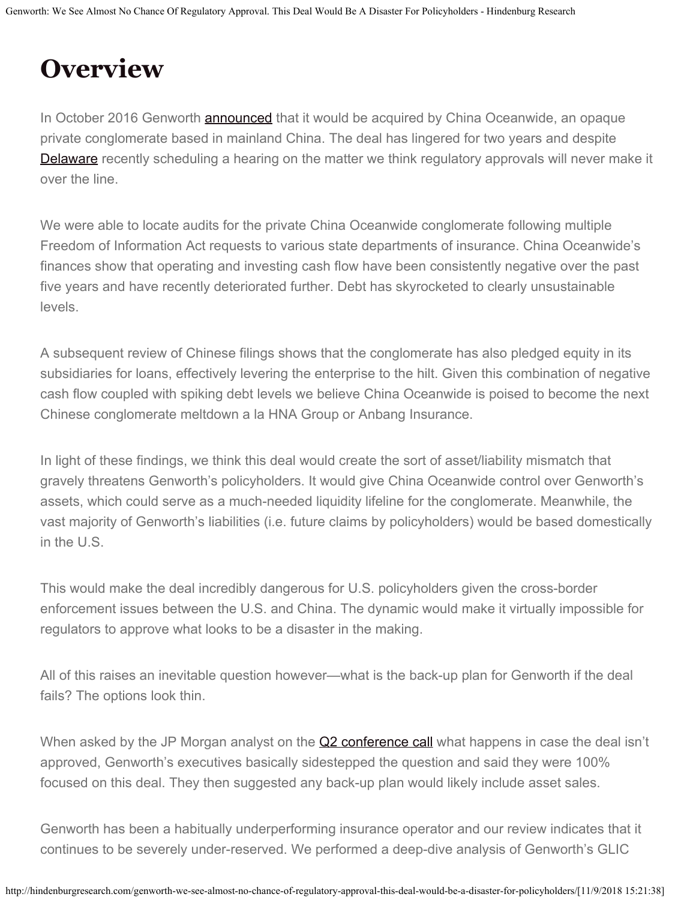# Overview

In October 2016 Genworth announced that it would be acquired by China Oceanwide, an opaque private conglomerate based in mainland China. The deal has lingered for two years and despite Delaware recently scheduling a hearing on the matter we think regulatory approvals will never make it over the line.

We were able to locate audits for the private China Oceanwide conglomerate following multiple Freedom of Information Act requests to various state departments of insurance. China Oceanwide's finances show that operating and investing cash flow have been consistently negative over the past five years and have recently deteriorated further. Debt has skyrocketed to clearly unsustainable levels.

A subsequent review of Chinese filings shows that the conglomerate has also pledged equity in its subsidiaries for loans, effectively levering the enterprise to the hilt. Given this combination of negative cash flow coupled with spiking debt levels we believe China Oceanwide is poised to become the next Chinese conglomerate meltdown a la HNA Group or Anbang Insurance.

In light of these findings, we think this deal would create the sort of asset/liability mismatch that gravely threatens Genworth's policyholders. It would give China Oceanwide control over Genworth's assets, which could serve as a much-needed liquidity lifeline for the conglomerate. Meanwhile, the vast majority of Genworth's liabilities (i.e. future claims by policyholders) would be based domestically in the U.S.

This would make the deal incredibly dangerous for U.S. policyholders given the cross-border enforcement issues between the U.S. and China. The dynamic would make it virtually impossible for regulators to approve what looks to be a disaster in the making.

All of this raises an inevitable question however—what is the back-up plan for Genworth if the deal fails? The options look thin.

When asked by the JP Morgan analyst on the Q2 conference call what happens in case the deal isn't approved, Genworth's executives basically sidestepped the question and said they were 100% focused on this deal. They then suggested any back-up plan would likely include asset sales.

Genworth has been a habitually underperforming insurance operator and our review indicates that it continues to be severely under-reserved. We performed a deep-dive analysis of Genworth's GLIC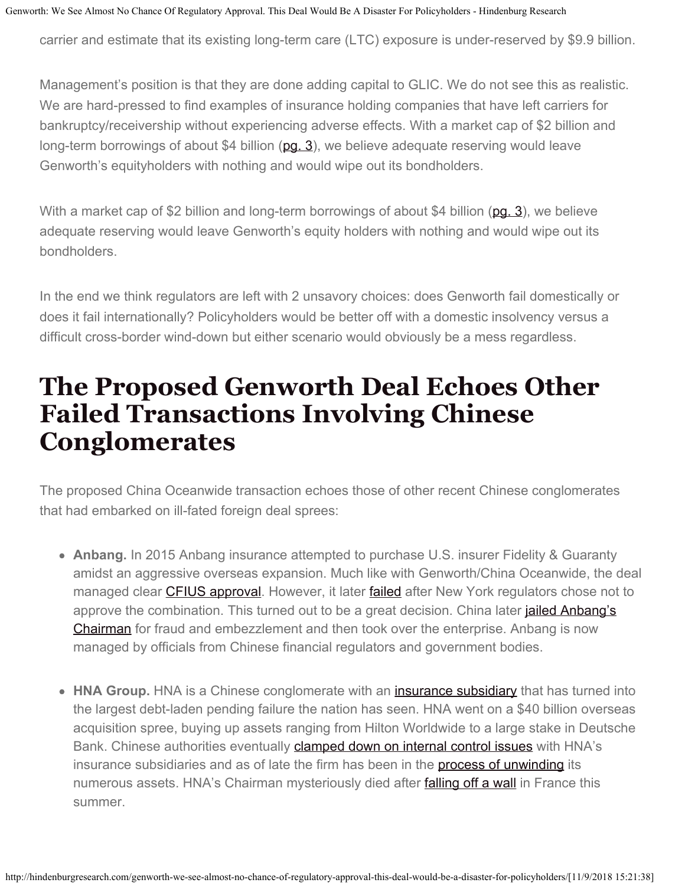carrier and estimate that its existing long-term care (LTC) exposure is under-reserved by $9.9 billion.

Management's position is that they are done adding capital to GLIC. We do not see this as realistic. We are hard-pressed to find examples of insurance holding companies that have left carriers for bankruptcy/receivership without experiencing adverse effects. With a market cap of $2 billion and long-term borrowings of about $4 billion (pg. 3), we believe adequate reserving would leave Genworth's equityholders with nothing and would wipe out its bondholders.

With a market cap of $2 billion and long-term borrowings of about $4 billion (pg. 3), we believe adequate reserving would leave Genworth's equity holders with nothing and would wipe out its bondholders.

In the end we think regulators are left with 2 unsavory choices: does Genworth fail domestically or does it fail internationally? Policyholders would be better off with a domestic insolvency versus a difficult cross-border wind-down but either scenario would obviously be a mess regardless.

# The Proposed Genworth Deal Echoes Other Failed Transactions Involving Chinese Conglomerates

The proposed China Oceanwide transaction echoes those of other recent Chinese conglomerates that had embarked on ill-fated foreign deal sprees:

- **Anbang.** In 2015 Anbang insurance attempted to purchase U.S. insurer Fidelity & Guaranty amidst an aggressive overseas expansion. Much like with Genworth/China Oceanwide, the deal managed clear CFIUS approval. However, it later failed after New York regulators chose not to approve the combination. This turned out to be a great decision. China later jailed Anbang's Chairman for fraud and embezzlement and then took over the enterprise. Anbang is now managed by officials from Chinese financial regulators and government bodies.

- **HNA Group.** HNA is a Chinese conglomerate with an insurance subsidiary that has turned into the largest debt-laden pending failure the nation has seen. HNA went on a $40 billion overseas acquisition spree, buying up assets ranging from Hilton Worldwide to a large stake in Deutsche Bank. Chinese authorities eventually clamped down on internal control issues with HNA's insurance subsidiaries and as of late the firm has been in the process of unwinding its numerous assets. HNA's Chairman mysteriously died after falling off a wall in France this summer.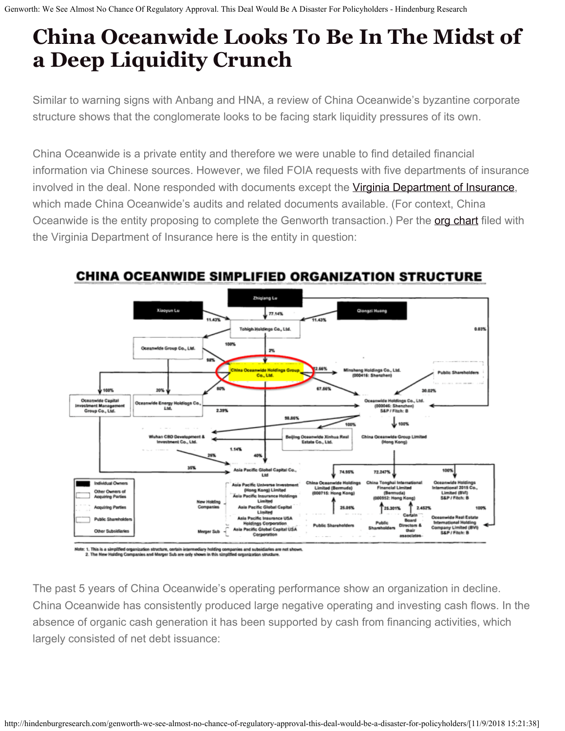# China Oceanwide Looks To Be In The Midst of a Deep Liquidity Crunch

Similar to warning signs with Anbang and HNA, a review of China Oceanwide's byzantine corporate structure shows that the conglomerate looks to be facing stark liquidity pressures of its own.

China Oceanwide is a private entity and therefore we were unable to find detailed financial information via Chinese sources. However, we filed FOIA requests with five departments of insurance involved in the deal. None responded with documents except the [Virginia Department of Insurance](), which made China Oceanwide's audits and related documents available. (For context, China Oceanwide is the entity proposing to complete the Genworth transaction.) Per the [org chart]() filed with the Virginia Department of Insurance here is the entity in question:

**CHINA OCEANWIDE SIMPLIFIED ORGANIZATION STRUCTURE**

Note: 1. This is a simplified organization structure, certain intermediary holding companies and subsidiaries are not shown.
2. The New Holding Companies and Merger Sub are only shown in this simplified organization structure.

The past 5 years of China Oceanwide's operating performance show an organization in decline. China Oceanwide has consistently produced large negative operating and investing cash flows. In the absence of organic cash generation it has been supported by cash from financing activities, which largely consisted of net debt issuance: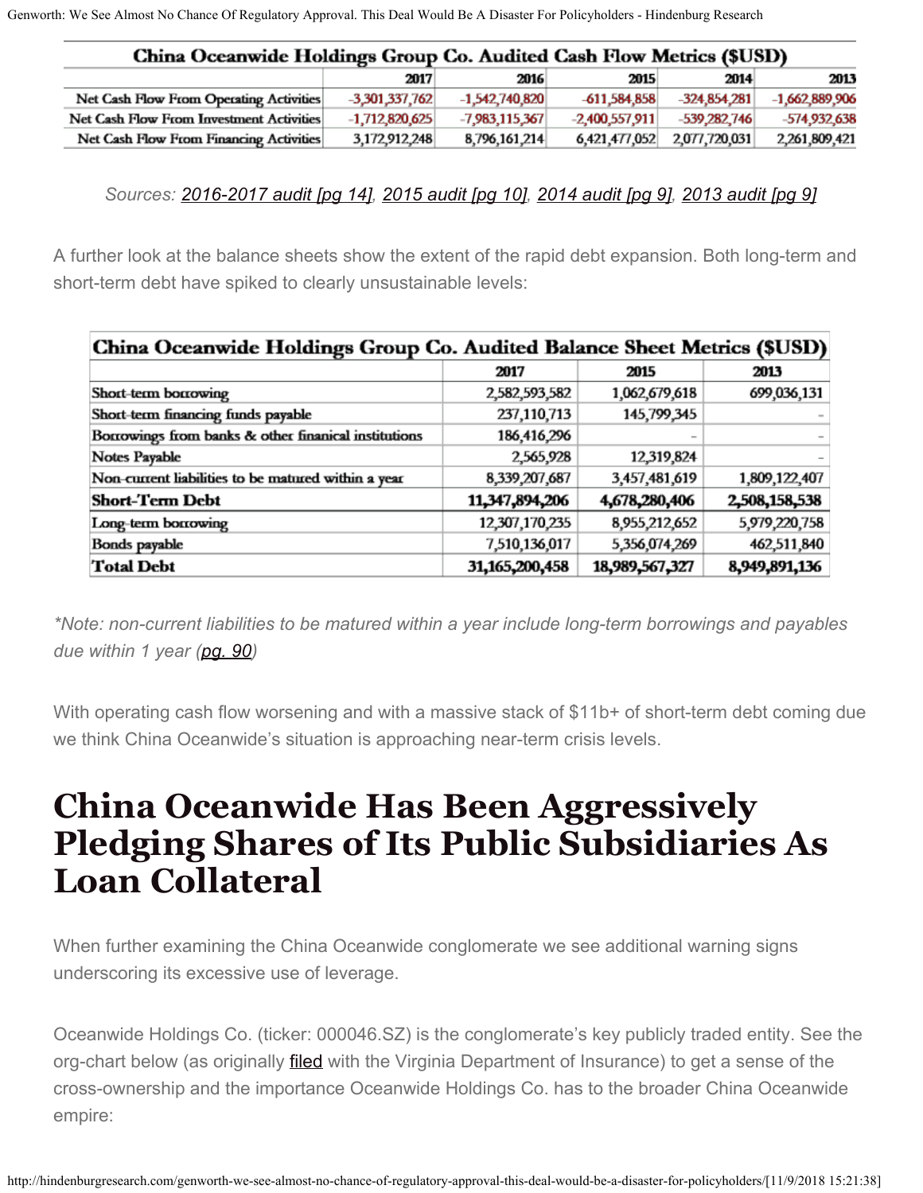| China Oceanwide Holdings Group Co. Audited Cash Flow Metrics ($USD) | | | | | |
|---|---|---|---|---|---|
| | 2017 | 2016 | 2015 | 2014 | 2013 |
| Net Cash Flow From Operating Activities | -3,301,337,762 | -1,542,740,820 | -611,584,858 | -324,854,281 | -1,662,889,906 |
| Net Cash Flow From Investment Activities | -1,712,820,625 | -7,983,115,367 | -2,400,557,911 | -539,282,746 | -574,932,638 |
| Net Cash Flow From Financing Activities | 3,172,912,248 | 8,796,161,214 | 6,421,477,052 | 2,077,720,031 | 2,261,809,421 |

*Sources: 2016-2017 audit [pg 14], 2015 audit [pg 10], 2014 audit [pg 9], 2013 audit [pg 9]*

A further look at the balance sheets show the extent of the rapid debt expansion. Both long-term and short-term debt have spiked to clearly unsustainable levels:

| China Oceanwide Holdings Group Co. Audited Balance Sheet Metrics ($USD) | | | |
|---|---|---|---|
| | 2017 | 2015 | 2013 |
| Short-term borrowing | 2,582,593,582 | 1,062,679,618 | 699,036,131 |
| Short-term financing funds payable | 237,110,713 | 145,799,345 | - |
| Borrowings from banks & other finanical institutions | 186,416,296 | - | - |
| Notes Payable | 2,565,928 | 12,319,824 | - |
| Non-current liabilities to be matured within a year | 8,339,207,687 | 3,457,481,619 | 1,809,122,407 |
| **Short-Term Debt** | **11,347,894,206** | **4,678,280,406** | **2,508,158,538** |
| Long-term borrowing | 12,307,170,235 | 8,955,212,652 | 5,979,220,758 |
| Bonds payable | 7,510,136,017 | 5,356,074,269 | 462,511,840 |
| **Total Debt** | **31,165,200,458** | **18,989,567,327** | **8,949,891,136** |

*\*Note: non-current liabilities to be matured within a year include long-term borrowings and payables due within 1 year (pg. 90)*

With operating cash flow worsening and with a massive stack of $11b+ of short-term debt coming due we think China Oceanwide's situation is approaching near-term crisis levels.

# China Oceanwide Has Been Aggressively Pledging Shares of Its Public Subsidiaries As Loan Collateral

When further examining the China Oceanwide conglomerate we see additional warning signs underscoring its excessive use of leverage.

Oceanwide Holdings Co. (ticker: 000046.SZ) is the conglomerate's key publicly traded entity. See the org-chart below (as originally filed with the Virginia Department of Insurance) to get a sense of the cross-ownership and the importance Oceanwide Holdings Co. has to the broader China Oceanwide empire: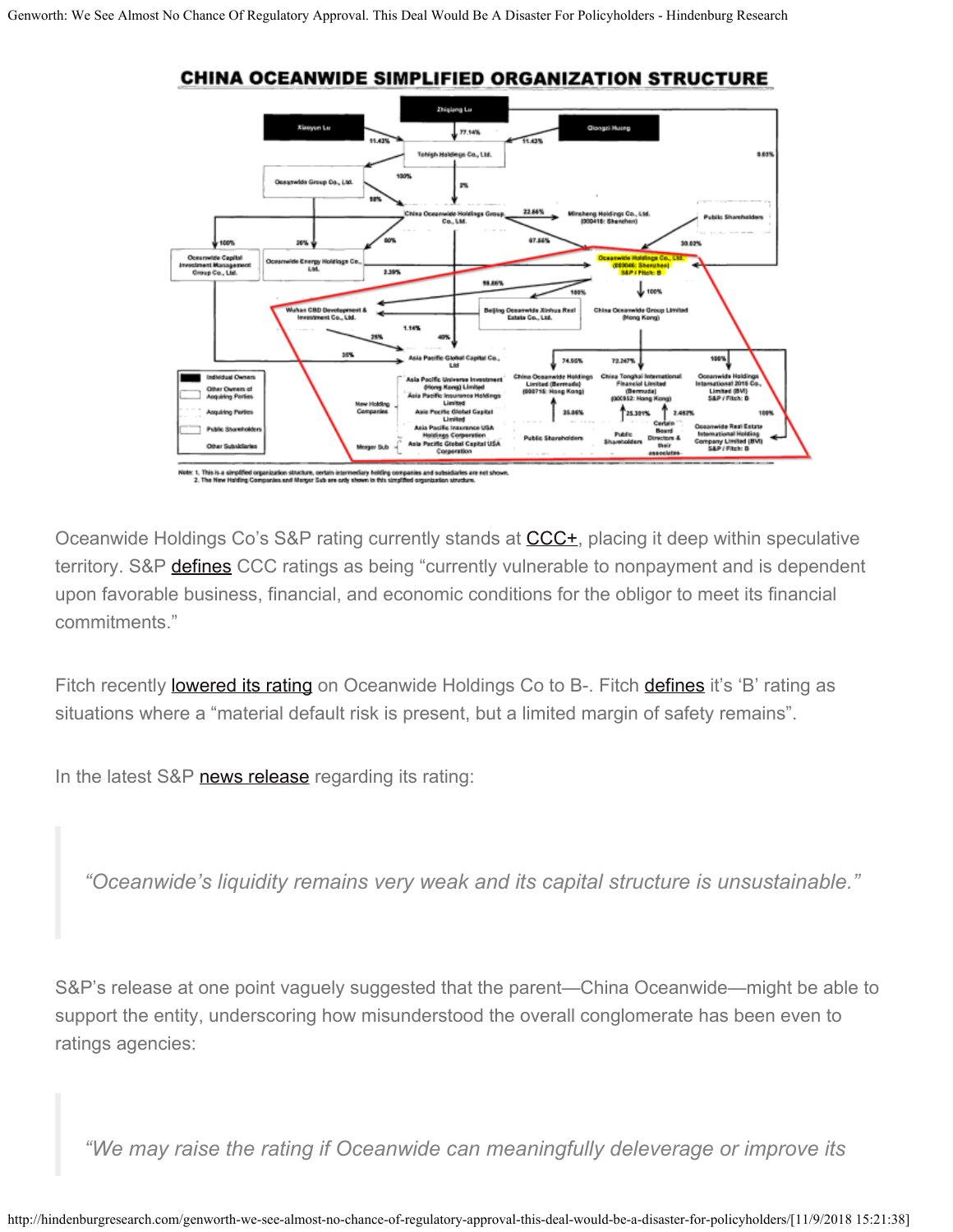**CHINA OCEANWIDE SIMPLIFIED ORGANIZATION STRUCTURE**

Oceanwide Holdings Co's S&P rating currently stands at CCC+, placing it deep within speculative territory. S&P defines CCC ratings as being "currently vulnerable to nonpayment and is dependent upon favorable business, financial, and economic conditions for the obligor to meet its financial commitments."

Fitch recently lowered its rating on Oceanwide Holdings Co to B-. Fitch defines it's 'B' rating as situations where a "material default risk is present, but a limited margin of safety remains".

In the latest S&P news release regarding its rating:

> *"Oceanwide's liquidity remains very weak and its capital structure is unsustainable."*

S&P's release at one point vaguely suggested that the parent—China Oceanwide—might be able to support the entity, underscoring how misunderstood the overall conglomerate has been even to ratings agencies:

> *"We may raise the rating if Oceanwide can meaningfully deleverage or improve its*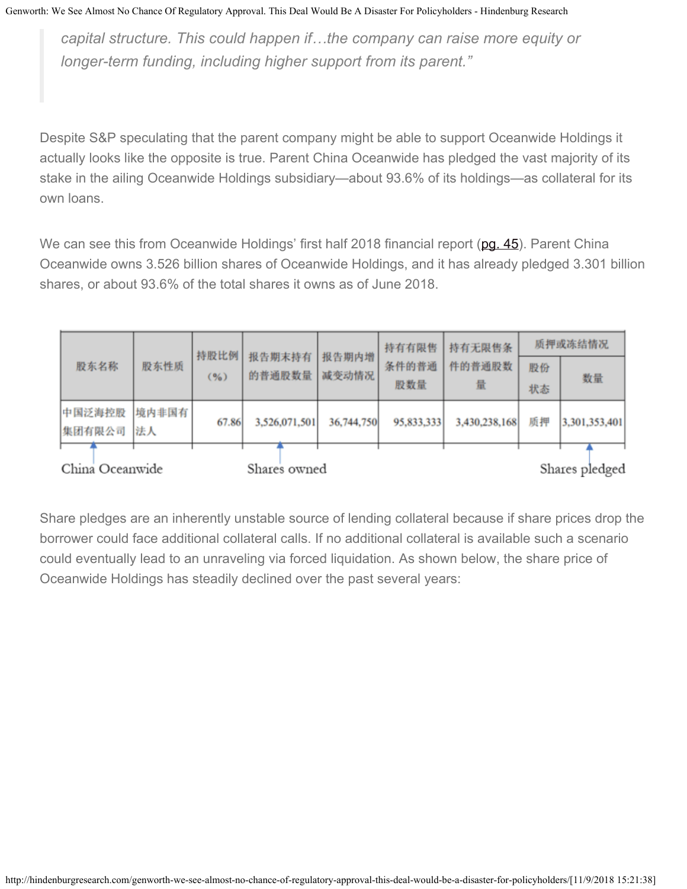> *capital structure. This could happen if…the company can raise more equity or longer-term funding, including higher support from its parent."*

Despite S&P speculating that the parent company might be able to support Oceanwide Holdings it actually looks like the opposite is true. Parent China Oceanwide has pledged the vast majority of its stake in the ailing Oceanwide Holdings subsidiary—about 93.6% of its holdings—as collateral for its own loans.

We can see this from Oceanwide Holdings' first half 2018 financial report (pg. 45). Parent China Oceanwide owns 3.526 billion shares of Oceanwide Holdings, and it has already pledged 3.301 billion shares, or about 93.6% of the total shares it owns as of June 2018.

| 股东名称 | 股东性质 | 持股比例（%） | 报告期末持有的普通股数量 | 报告期内增减变动情况 | 持有有限售条件的普通股数量 | 持有无限售条件的普通股数量 | 质押或冻结情况 | |
|---|---|---|---|---|---|---|---|---|
| | | | | | | | 股份状态 | 数量 |
| 中国泛海控股集团有限公司 | 境内非国有法人 | 67.86 | 3,526,071,501 | 36,744,750 | 95,833,333 | 3,430,238,168 | 质押 | 3,301,353,401 |

China Oceanwide — Shares owned — Shares pledged

Share pledges are an inherently unstable source of lending collateral because if share prices drop the borrower could face additional collateral calls. If no additional collateral is available such a scenario could eventually lead to an unraveling via forced liquidation. As shown below, the share price of Oceanwide Holdings has steadily declined over the past several years: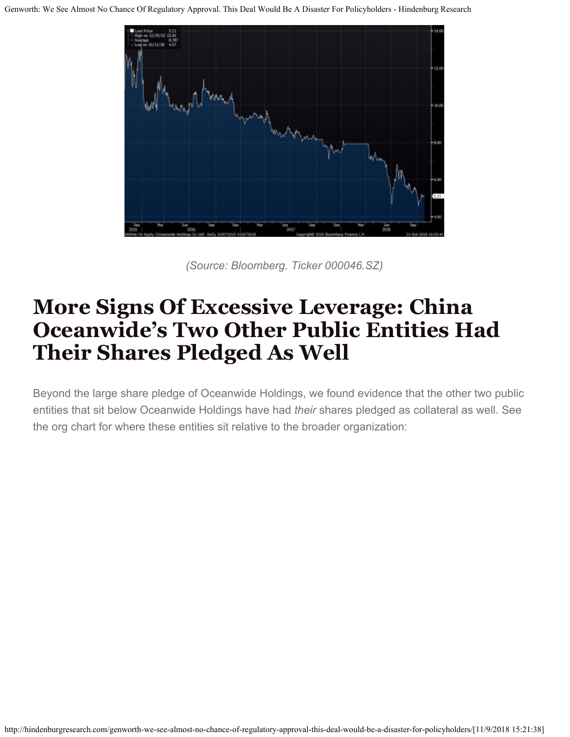(Source: Bloomberg. Ticker 000046.SZ)

# More Signs Of Excessive Leverage: China Oceanwide's Two Other Public Entities Had Their Shares Pledged As Well

Beyond the large share pledge of Oceanwide Holdings, we found evidence that the other two public entities that sit below Oceanwide Holdings have had *their* shares pledged as collateral as well. See the org chart for where these entities sit relative to the broader organization: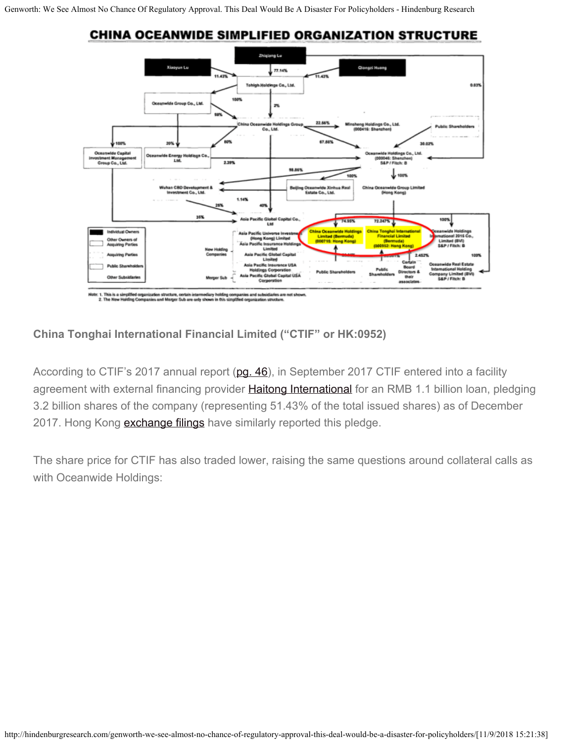## CHINA OCEANWIDE SIMPLIFIED ORGANIZATION STRUCTURE

### China Tonghai International Financial Limited ("CTIF" or HK:0952)

According to CTIF's 2017 annual report (pg. 46), in September 2017 CTIF entered into a facility agreement with external financing provider Haitong International for an RMB 1.1 billion loan, pledging 3.2 billion shares of the company (representing 51.43% of the total issued shares) as of December 2017. Hong Kong exchange filings have similarly reported this pledge.

The share price for CTIF has also traded lower, raising the same questions around collateral calls as with Oceanwide Holdings: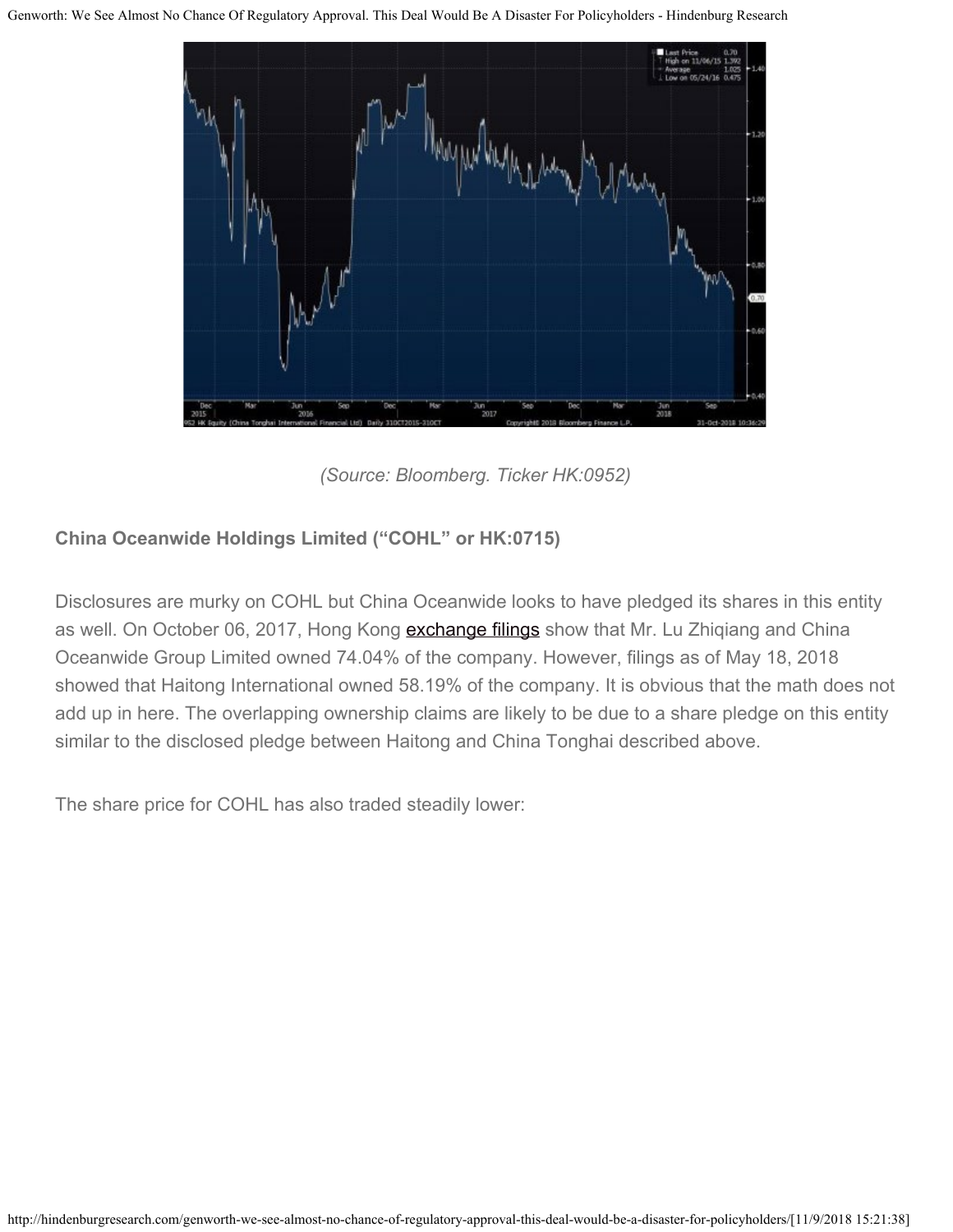*(Source: Bloomberg. Ticker HK:0952)*

**China Oceanwide Holdings Limited ("COHL" or HK:0715)**

Disclosures are murky on COHL but China Oceanwide looks to have pledged its shares in this entity as well. On October 06, 2017, Hong Kong exchange filings show that Mr. Lu Zhiqiang and China Oceanwide Group Limited owned 74.04% of the company. However, filings as of May 18, 2018 showed that Haitong International owned 58.19% of the company. It is obvious that the math does not add up in here. The overlapping ownership claims are likely to be due to a share pledge on this entity similar to the disclosed pledge between Haitong and China Tonghai described above.

The share price for COHL has also traded steadily lower: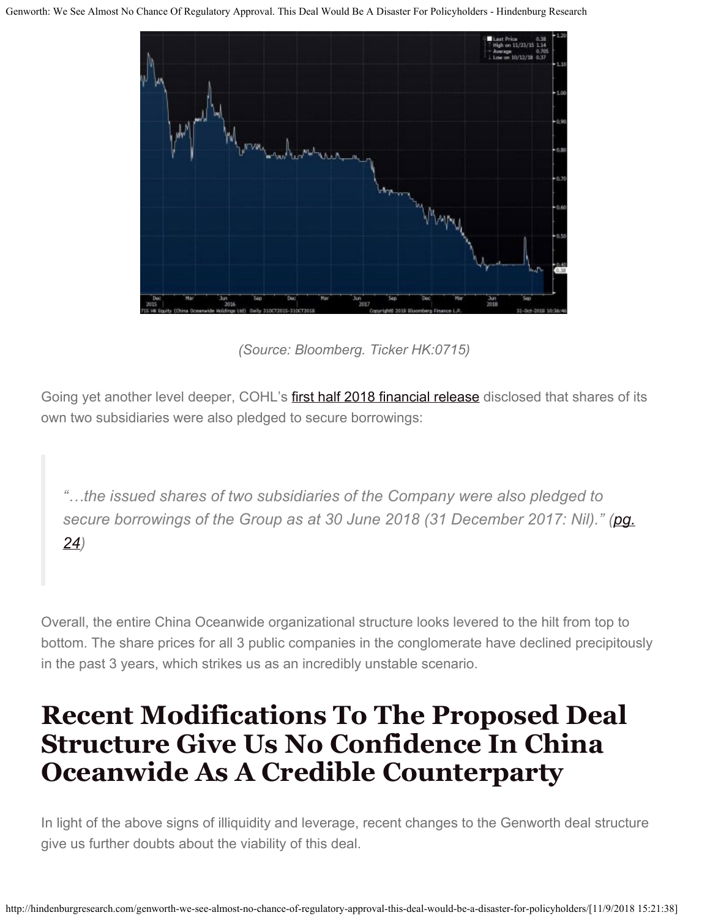(Source: Bloomberg. Ticker HK:0715)

Going yet another level deeper, COHL's first half 2018 financial release disclosed that shares of its own two subsidiaries were also pledged to secure borrowings:

> *"…the issued shares of two subsidiaries of the Company were also pledged to secure borrowings of the Group as at 30 June 2018 (31 December 2017: Nil)." (pg. 24)*

Overall, the entire China Oceanwide organizational structure looks levered to the hilt from top to bottom. The share prices for all 3 public companies in the conglomerate have declined precipitously in the past 3 years, which strikes us as an incredibly unstable scenario.

# Recent Modifications To The Proposed Deal Structure Give Us No Confidence In China Oceanwide As A Credible Counterparty

In light of the above signs of illiquidity and leverage, recent changes to the Genworth deal structure give us further doubts about the viability of this deal.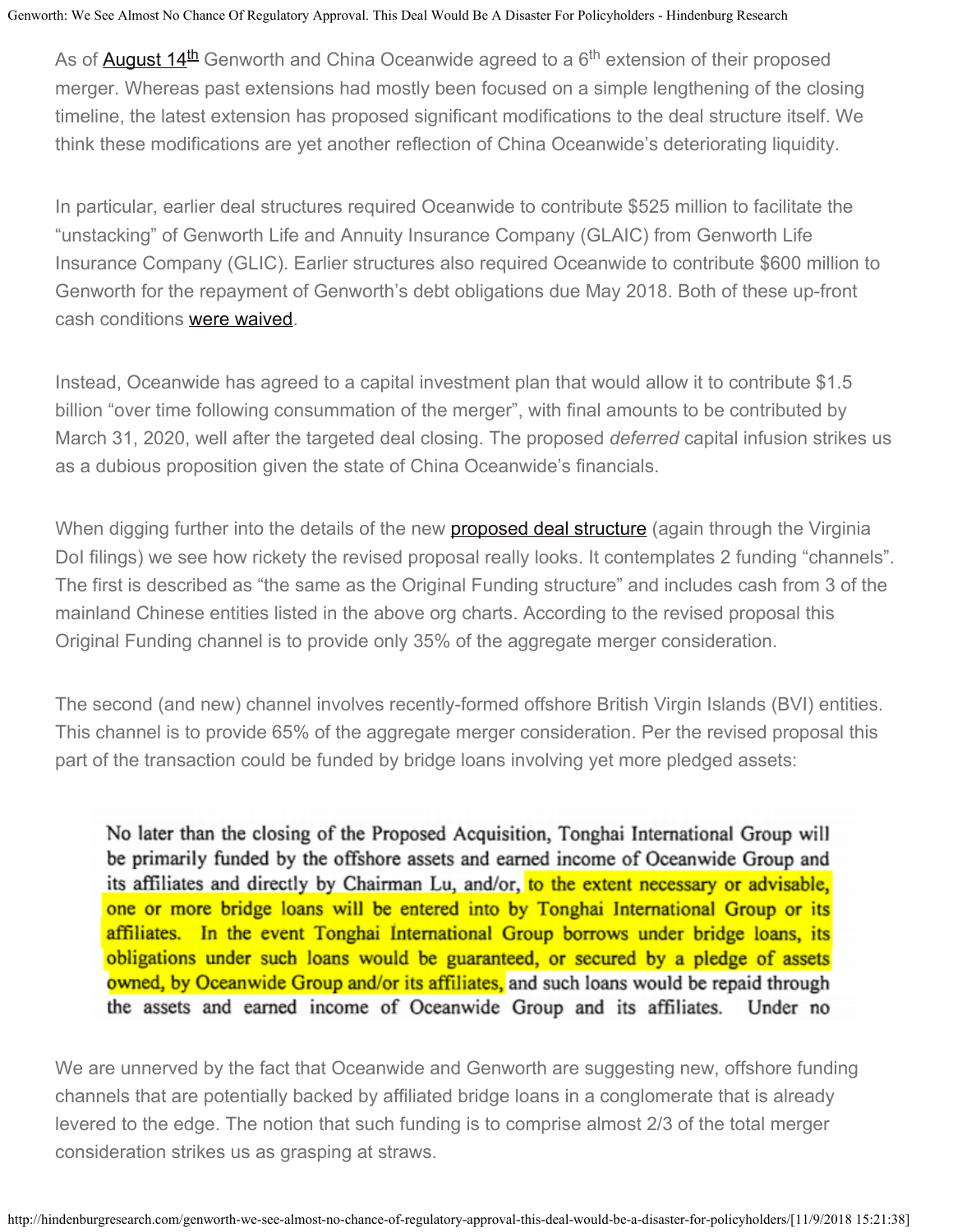As of August 14th Genworth and China Oceanwide agreed to a 6th extension of their proposed merger. Whereas past extensions had mostly been focused on a simple lengthening of the closing timeline, the latest extension has proposed significant modifications to the deal structure itself. We think these modifications are yet another reflection of China Oceanwide's deteriorating liquidity.

In particular, earlier deal structures required Oceanwide to contribute $525 million to facilitate the "unstacking" of Genworth Life and Annuity Insurance Company (GLAIC) from Genworth Life Insurance Company (GLIC). Earlier structures also required Oceanwide to contribute $600 million to Genworth for the repayment of Genworth's debt obligations due May 2018. Both of these up-front cash conditions were waived.

Instead, Oceanwide has agreed to a capital investment plan that would allow it to contribute $1.5 billion "over time following consummation of the merger", with final amounts to be contributed by March 31, 2020, well after the targeted deal closing. The proposed *deferred* capital infusion strikes us as a dubious proposition given the state of China Oceanwide's financials.

When digging further into the details of the new proposed deal structure (again through the Virginia DoI filings) we see how rickety the revised proposal really looks. It contemplates 2 funding "channels". The first is described as "the same as the Original Funding structure" and includes cash from 3 of the mainland Chinese entities listed in the above org charts. According to the revised proposal this Original Funding channel is to provide only 35% of the aggregate merger consideration.

The second (and new) channel involves recently-formed offshore British Virgin Islands (BVI) entities. This channel is to provide 65% of the aggregate merger consideration. Per the revised proposal this part of the transaction could be funded by bridge loans involving yet more pledged assets:

> No later than the closing of the Proposed Acquisition, Tonghai International Group will be primarily funded by the offshore assets and earned income of Oceanwide Group and its affiliates and directly by Chairman Lu, and/or, to the extent necessary or advisable, one or more bridge loans will be entered into by Tonghai International Group or its affiliates. In the event Tonghai International Group borrows under bridge loans, its obligations under such loans would be guaranteed, or secured by a pledge of assets owned, by Oceanwide Group and/or its affiliates, and such loans would be repaid through the assets and earned income of Oceanwide Group and its affiliates. Under no

We are unnerved by the fact that Oceanwide and Genworth are suggesting new, offshore funding channels that are potentially backed by affiliated bridge loans in a conglomerate that is already levered to the edge. The notion that such funding is to comprise almost 2/3 of the total merger consideration strikes us as grasping at straws.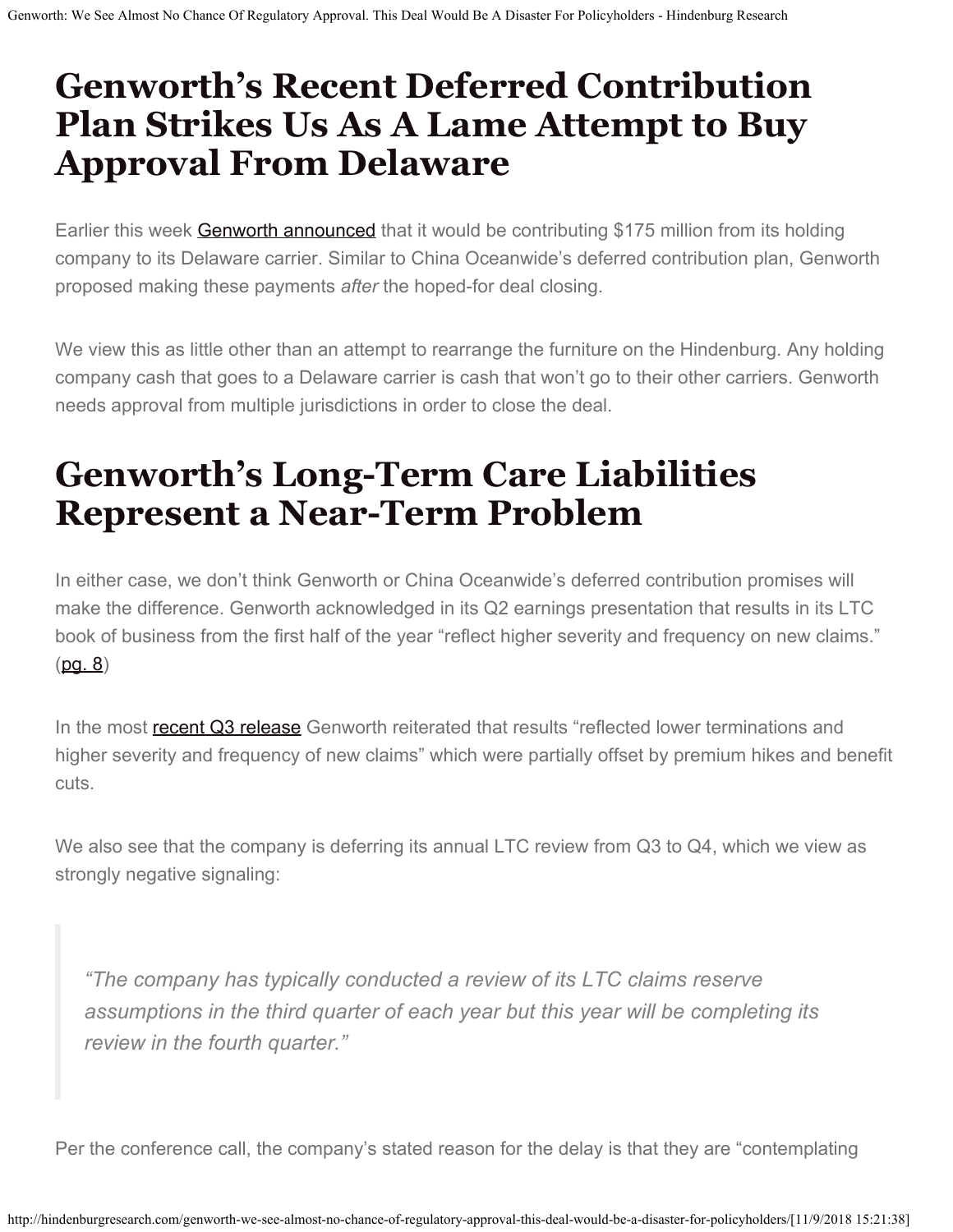# Genworth's Recent Deferred Contribution Plan Strikes Us As A Lame Attempt to Buy Approval From Delaware

Earlier this week Genworth announced that it would be contributing $175 million from its holding company to its Delaware carrier. Similar to China Oceanwide's deferred contribution plan, Genworth proposed making these payments *after* the hoped-for deal closing.

We view this as little other than an attempt to rearrange the furniture on the Hindenburg. Any holding company cash that goes to a Delaware carrier is cash that won't go to their other carriers. Genworth needs approval from multiple jurisdictions in order to close the deal.

# Genworth's Long-Term Care Liabilities Represent a Near-Term Problem

In either case, we don't think Genworth or China Oceanwide's deferred contribution promises will make the difference. Genworth acknowledged in its Q2 earnings presentation that results in its LTC book of business from the first half of the year "reflect higher severity and frequency on new claims." (pg. 8)

In the most recent Q3 release Genworth reiterated that results "reflected lower terminations and higher severity and frequency of new claims" which were partially offset by premium hikes and benefit cuts.

We also see that the company is deferring its annual LTC review from Q3 to Q4, which we view as strongly negative signaling:

> *"The company has typically conducted a review of its LTC claims reserve assumptions in the third quarter of each year but this year will be completing its review in the fourth quarter."*

Per the conference call, the company's stated reason for the delay is that they are "contemplating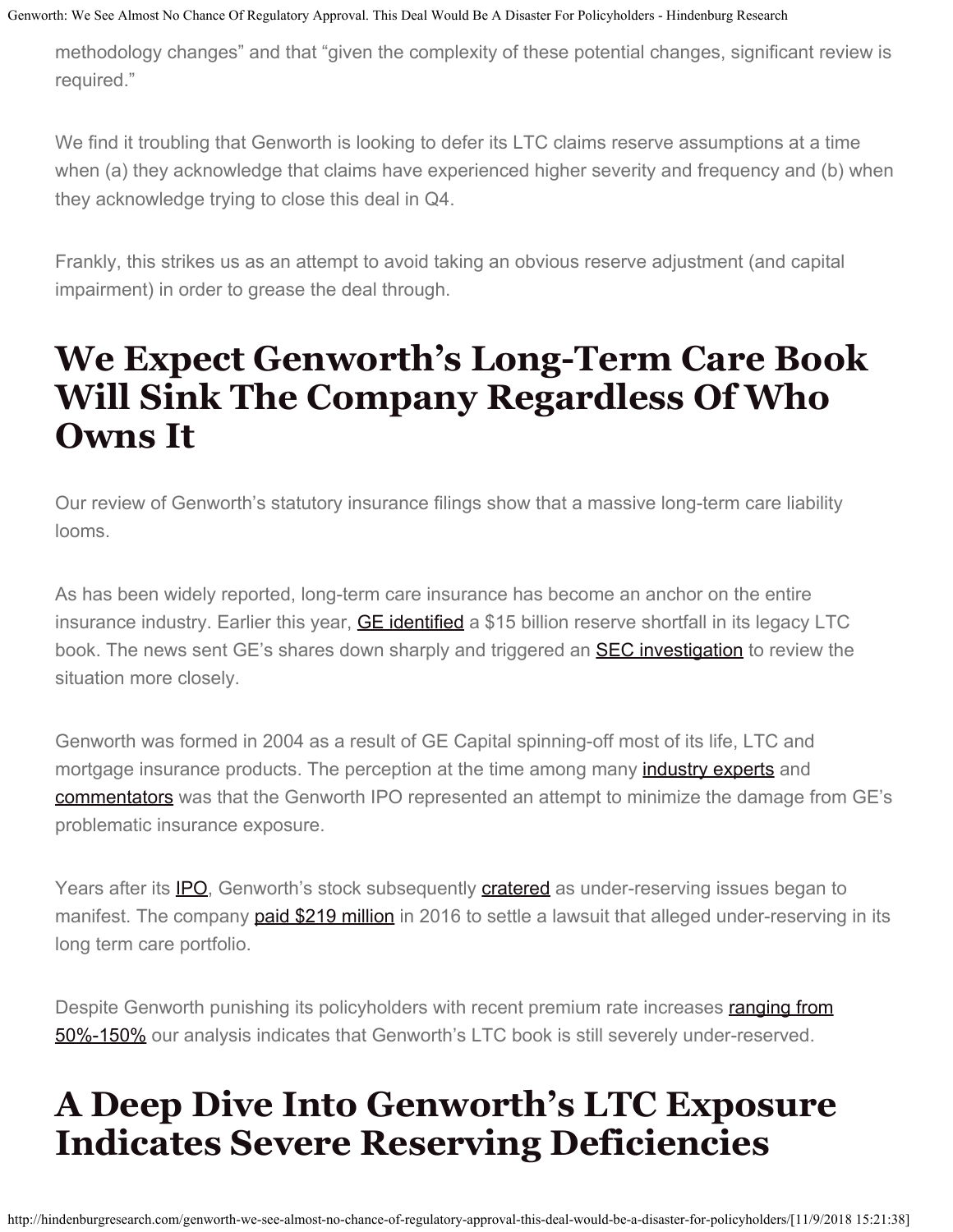methodology changes" and that "given the complexity of these potential changes, significant review is required."

We find it troubling that Genworth is looking to defer its LTC claims reserve assumptions at a time when (a) they acknowledge that claims have experienced higher severity and frequency and (b) when they acknowledge trying to close this deal in Q4.

Frankly, this strikes us as an attempt to avoid taking an obvious reserve adjustment (and capital impairment) in order to grease the deal through.

# We Expect Genworth's Long-Term Care Book Will Sink The Company Regardless Of Who Owns It

Our review of Genworth's statutory insurance filings show that a massive long-term care liability looms.

As has been widely reported, long-term care insurance has become an anchor on the entire insurance industry. Earlier this year, GE identified a $15 billion reserve shortfall in its legacy LTC book. The news sent GE's shares down sharply and triggered an SEC investigation to review the situation more closely.

Genworth was formed in 2004 as a result of GE Capital spinning-off most of its life, LTC and mortgage insurance products. The perception at the time among many industry experts and commentators was that the Genworth IPO represented an attempt to minimize the damage from GE's problematic insurance exposure.

Years after its IPO, Genworth's stock subsequently cratered as under-reserving issues began to manifest. The company paid $219 million in 2016 to settle a lawsuit that alleged under-reserving in its long term care portfolio.

Despite Genworth punishing its policyholders with recent premium rate increases ranging from 50%-150% our analysis indicates that Genworth's LTC book is still severely under-reserved.

# A Deep Dive Into Genworth's LTC Exposure Indicates Severe Reserving Deficiencies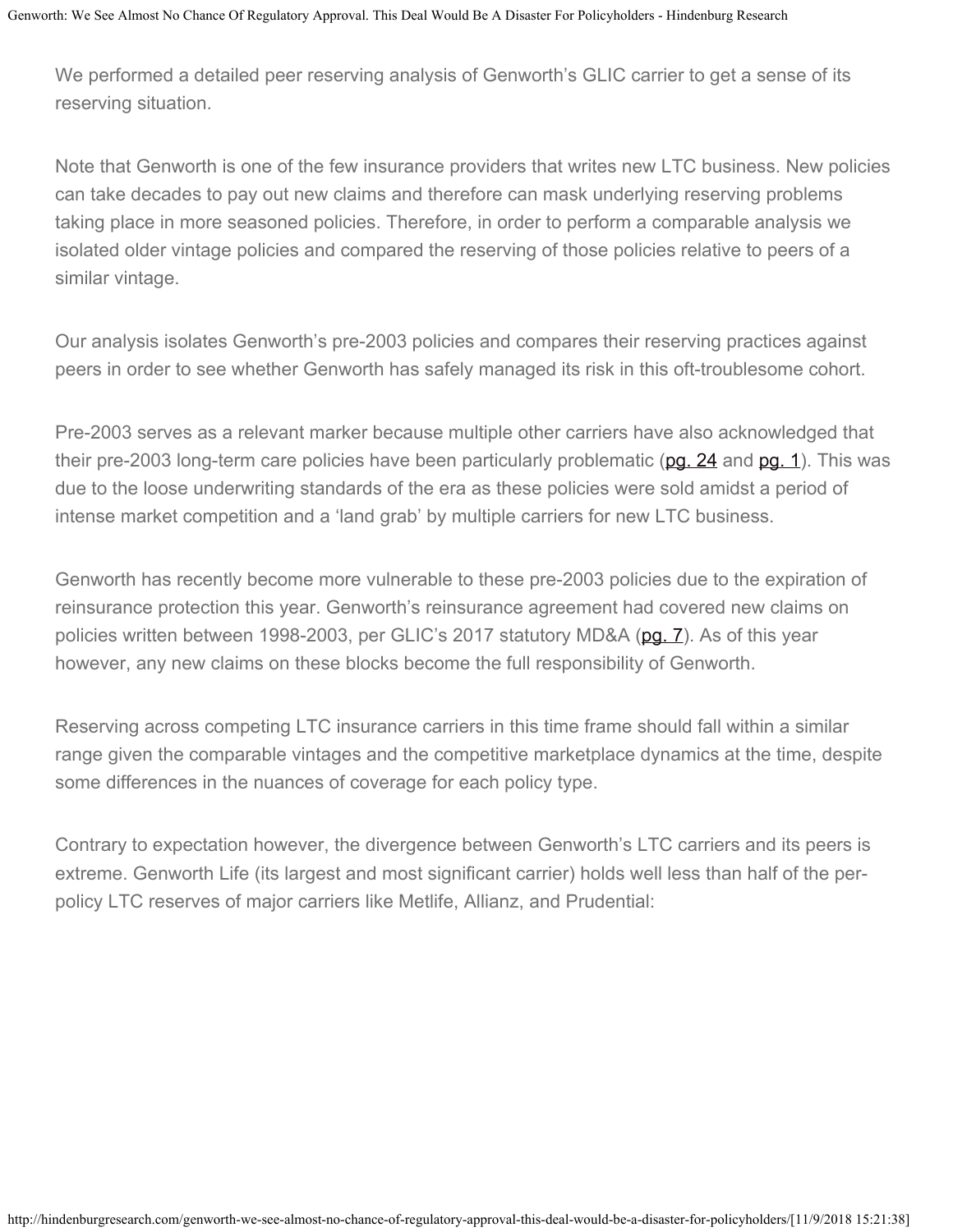We performed a detailed peer reserving analysis of Genworth's GLIC carrier to get a sense of its reserving situation.

Note that Genworth is one of the few insurance providers that writes new LTC business. New policies can take decades to pay out new claims and therefore can mask underlying reserving problems taking place in more seasoned policies. Therefore, in order to perform a comparable analysis we isolated older vintage policies and compared the reserving of those policies relative to peers of a similar vintage.

Our analysis isolates Genworth's pre-2003 policies and compares their reserving practices against peers in order to see whether Genworth has safely managed its risk in this oft-troublesome cohort.

Pre-2003 serves as a relevant marker because multiple other carriers have also acknowledged that their pre-2003 long-term care policies have been particularly problematic (pg. 24 and pg. 1). This was due to the loose underwriting standards of the era as these policies were sold amidst a period of intense market competition and a 'land grab' by multiple carriers for new LTC business.

Genworth has recently become more vulnerable to these pre-2003 policies due to the expiration of reinsurance protection this year. Genworth's reinsurance agreement had covered new claims on policies written between 1998-2003, per GLIC's 2017 statutory MD&A (pg. 7). As of this year however, any new claims on these blocks become the full responsibility of Genworth.

Reserving across competing LTC insurance carriers in this time frame should fall within a similar range given the comparable vintages and the competitive marketplace dynamics at the time, despite some differences in the nuances of coverage for each policy type.

Contrary to expectation however, the divergence between Genworth's LTC carriers and its peers is extreme. Genworth Life (its largest and most significant carrier) holds well less than half of the per-policy LTC reserves of major carriers like Metlife, Allianz, and Prudential: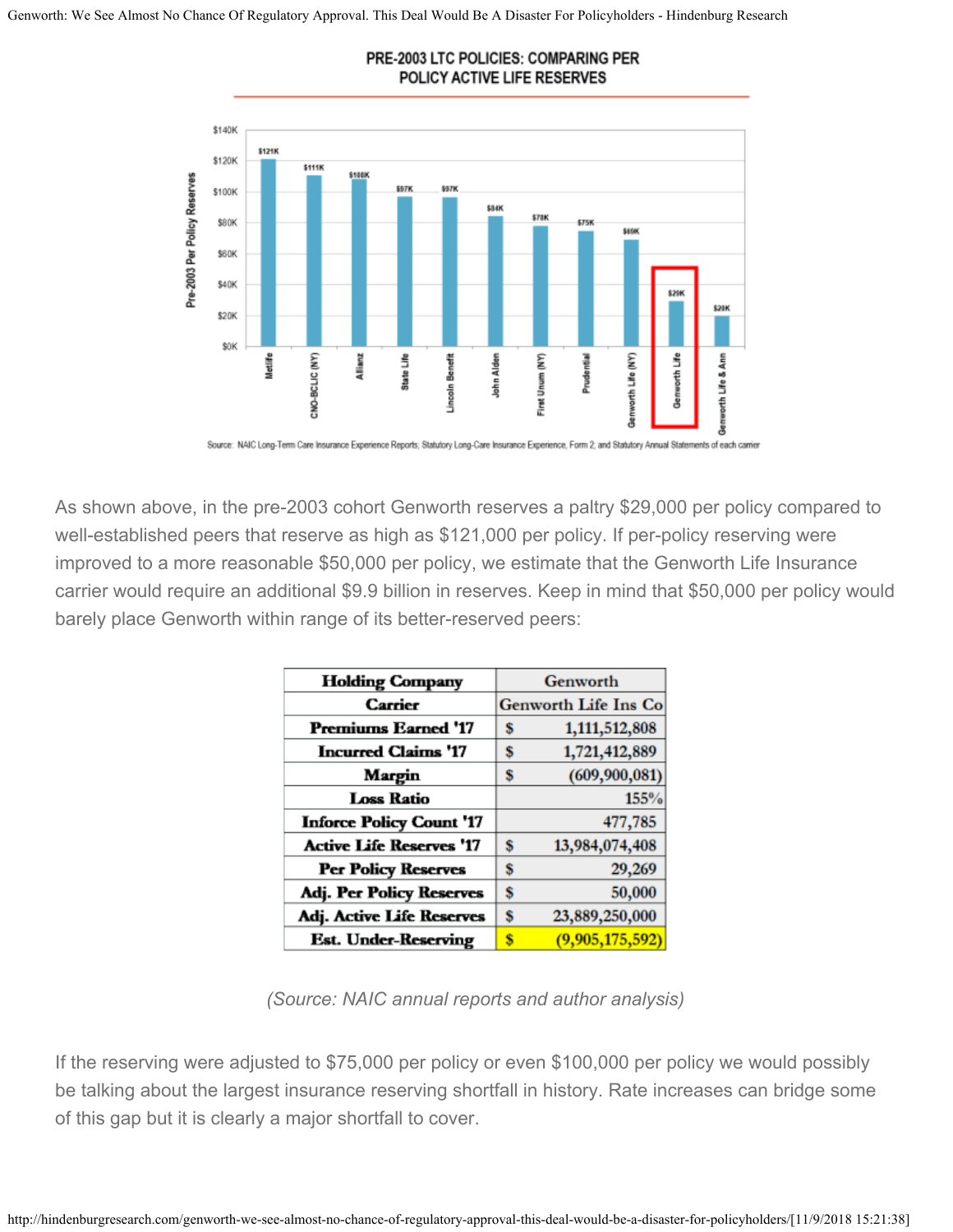**PRE-2003 LTC POLICIES: COMPARING PER POLICY ACTIVE LIFE RESERVES**

Source: NAIC Long-Term Care Insurance Experience Reports; Statutory Long-Care Insurance Experience, Form 2; and Statutory Annual Statements of each carrier

As shown above, in the pre-2003 cohort Genworth reserves a paltry $29,000 per policy compared to well-established peers that reserve as high as $121,000 per policy. If per-policy reserving were improved to a more reasonable $50,000 per policy, we estimate that the Genworth Life Insurance carrier would require an additional $9.9 billion in reserves. Keep in mind that $50,000 per policy would barely place Genworth within range of its better-reserved peers:

| Holding Company | Genworth |
|---|---|
| Carrier | Genworth Life Ins Co |
| Premiums Earned '17 | $ 1,111,512,808 |
| Incurred Claims '17 | $ 1,721,412,889 |
| Margin | $ (609,900,081) |
| Loss Ratio | 155% |
| Inforce Policy Count '17 | 477,785 |
| Active Life Reserves '17 | $ 13,984,074,408 |
| Per Policy Reserves | $ 29,269 |
| Adj. Per Policy Reserves | $ 50,000 |
| Adj. Active Life Reserves | $ 23,889,250,000 |
| Est. Under-Reserving | $ (9,905,175,592) |

*(Source: NAIC annual reports and author analysis)*

If the reserving were adjusted to $75,000 per policy or even $100,000 per policy we would possibly be talking about the largest insurance reserving shortfall in history. Rate increases can bridge some of this gap but it is clearly a major shortfall to cover.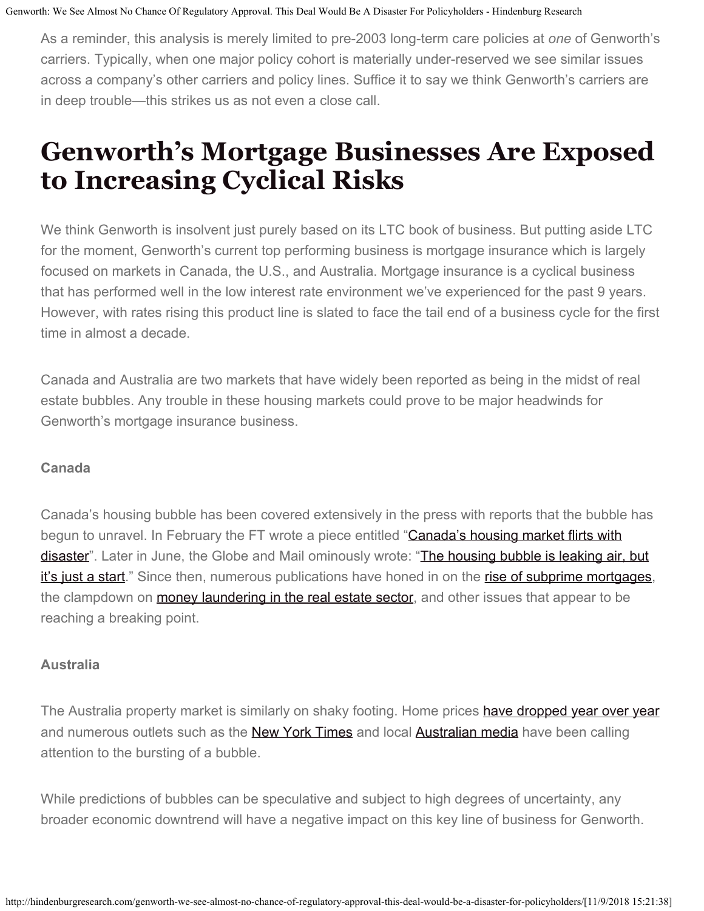As a reminder, this analysis is merely limited to pre-2003 long-term care policies at *one* of Genworth's carriers. Typically, when one major policy cohort is materially under-reserved we see similar issues across a company's other carriers and policy lines. Suffice it to say we think Genworth's carriers are in deep trouble—this strikes us as not even a close call.

# Genworth's Mortgage Businesses Are Exposed to Increasing Cyclical Risks

We think Genworth is insolvent just purely based on its LTC book of business. But putting aside LTC for the moment, Genworth's current top performing business is mortgage insurance which is largely focused on markets in Canada, the U.S., and Australia. Mortgage insurance is a cyclical business that has performed well in the low interest rate environment we've experienced for the past 9 years. However, with rates rising this product line is slated to face the tail end of a business cycle for the first time in almost a decade.

Canada and Australia are two markets that have widely been reported as being in the midst of real estate bubbles. Any trouble in these housing markets could prove to be major headwinds for Genworth's mortgage insurance business.

### Canada

Canada's housing bubble has been covered extensively in the press with reports that the bubble has begun to unravel. In February the FT wrote a piece entitled "Canada's housing market flirts with disaster". Later in June, the Globe and Mail ominously wrote: "The housing bubble is leaking air, but it's just a start." Since then, numerous publications have honed in on the rise of subprime mortgages, the clampdown on money laundering in the real estate sector, and other issues that appear to be reaching a breaking point.

### Australia

The Australia property market is similarly on shaky footing. Home prices have dropped year over year and numerous outlets such as the New York Times and local Australian media have been calling attention to the bursting of a bubble.

While predictions of bubbles can be speculative and subject to high degrees of uncertainty, any broader economic downtrend will have a negative impact on this key line of business for Genworth.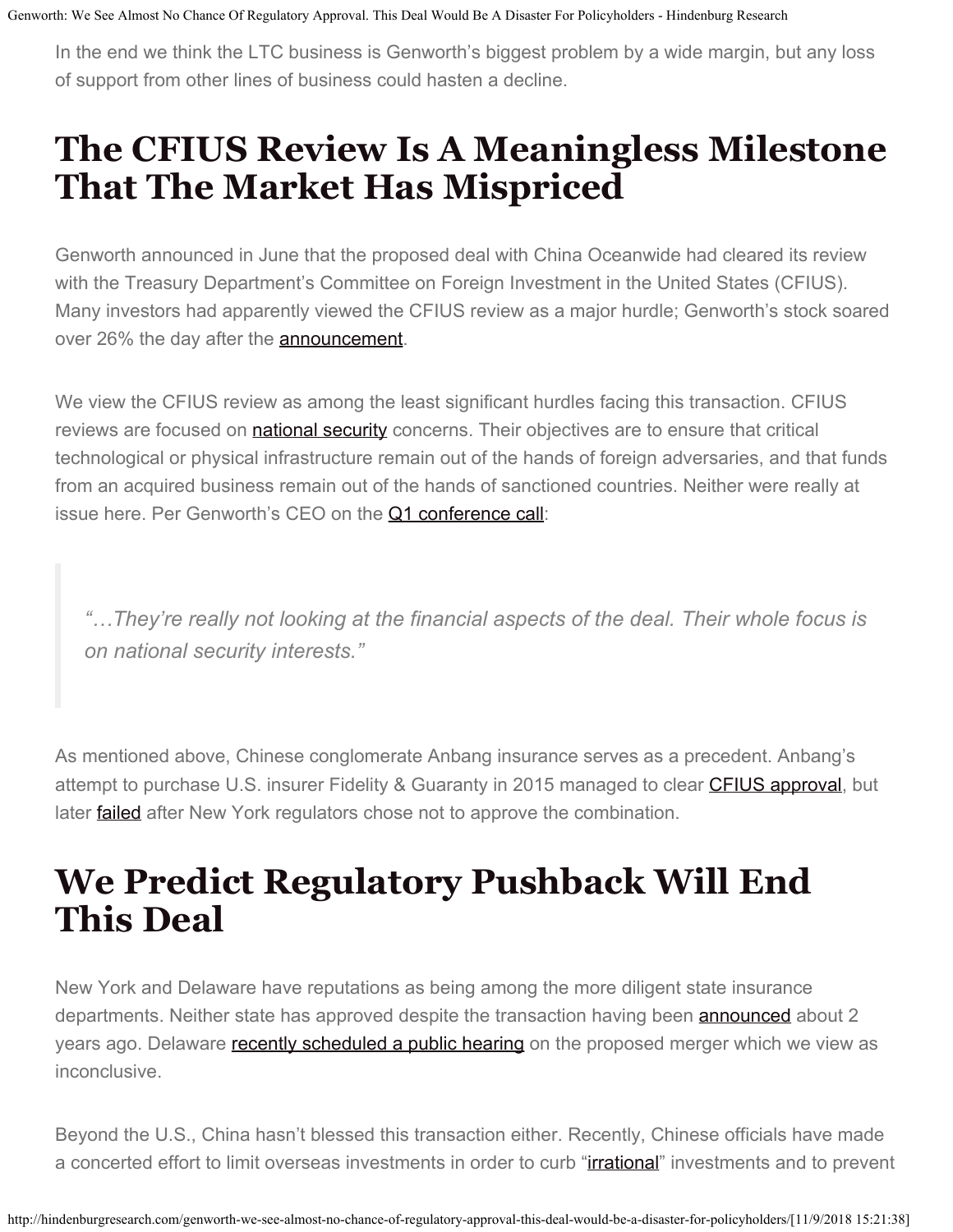In the end we think the LTC business is Genworth's biggest problem by a wide margin, but any loss of support from other lines of business could hasten a decline.

# The CFIUS Review Is A Meaningless Milestone That The Market Has Mispriced

Genworth announced in June that the proposed deal with China Oceanwide had cleared its review with the Treasury Department's Committee on Foreign Investment in the United States (CFIUS). Many investors had apparently viewed the CFIUS review as a major hurdle; Genworth's stock soared over 26% the day after the announcement.

We view the CFIUS review as among the least significant hurdles facing this transaction. CFIUS reviews are focused on national security concerns. Their objectives are to ensure that critical technological or physical infrastructure remain out of the hands of foreign adversaries, and that funds from an acquired business remain out of the hands of sanctioned countries. Neither were really at issue here. Per Genworth's CEO on the Q1 conference call:

> *"…They're really not looking at the financial aspects of the deal. Their whole focus is on national security interests."*

As mentioned above, Chinese conglomerate Anbang insurance serves as a precedent. Anbang's attempt to purchase U.S. insurer Fidelity & Guaranty in 2015 managed to clear CFIUS approval, but later failed after New York regulators chose not to approve the combination.

# We Predict Regulatory Pushback Will End This Deal

New York and Delaware have reputations as being among the more diligent state insurance departments. Neither state has approved despite the transaction having been announced about 2 years ago. Delaware recently scheduled a public hearing on the proposed merger which we view as inconclusive.

Beyond the U.S., China hasn't blessed this transaction either. Recently, Chinese officials have made a concerted effort to limit overseas investments in order to curb "irrational" investments and to prevent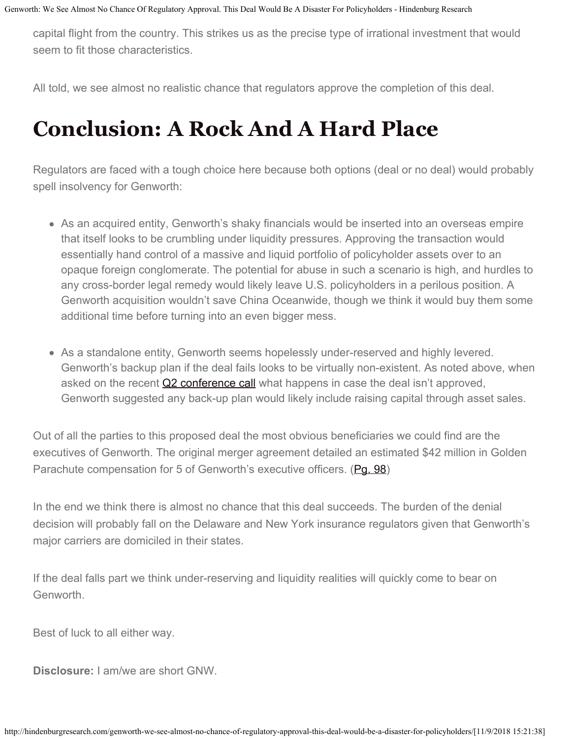capital flight from the country. This strikes us as the precise type of irrational investment that would seem to fit those characteristics.

All told, we see almost no realistic chance that regulators approve the completion of this deal.

# Conclusion: A Rock And A Hard Place

Regulators are faced with a tough choice here because both options (deal or no deal) would probably spell insolvency for Genworth:

- As an acquired entity, Genworth's shaky financials would be inserted into an overseas empire that itself looks to be crumbling under liquidity pressures. Approving the transaction would essentially hand control of a massive and liquid portfolio of policyholder assets over to an opaque foreign conglomerate. The potential for abuse in such a scenario is high, and hurdles to any cross-border legal remedy would likely leave U.S. policyholders in a perilous position. A Genworth acquisition wouldn't save China Oceanwide, though we think it would buy them some additional time before turning into an even bigger mess.

- As a standalone entity, Genworth seems hopelessly under-reserved and highly levered. Genworth's backup plan if the deal fails looks to be virtually non-existent. As noted above, when asked on the recent Q2 conference call what happens in case the deal isn't approved, Genworth suggested any back-up plan would likely include raising capital through asset sales.

Out of all the parties to this proposed deal the most obvious beneficiaries we could find are the executives of Genworth. The original merger agreement detailed an estimated $42 million in Golden Parachute compensation for 5 of Genworth's executive officers. (Pg. 98)

In the end we think there is almost no chance that this deal succeeds. The burden of the denial decision will probably fall on the Delaware and New York insurance regulators given that Genworth's major carriers are domiciled in their states.

If the deal falls part we think under-reserving and liquidity realities will quickly come to bear on Genworth.

Best of luck to all either way.

**Disclosure:** I am/we are short GNW.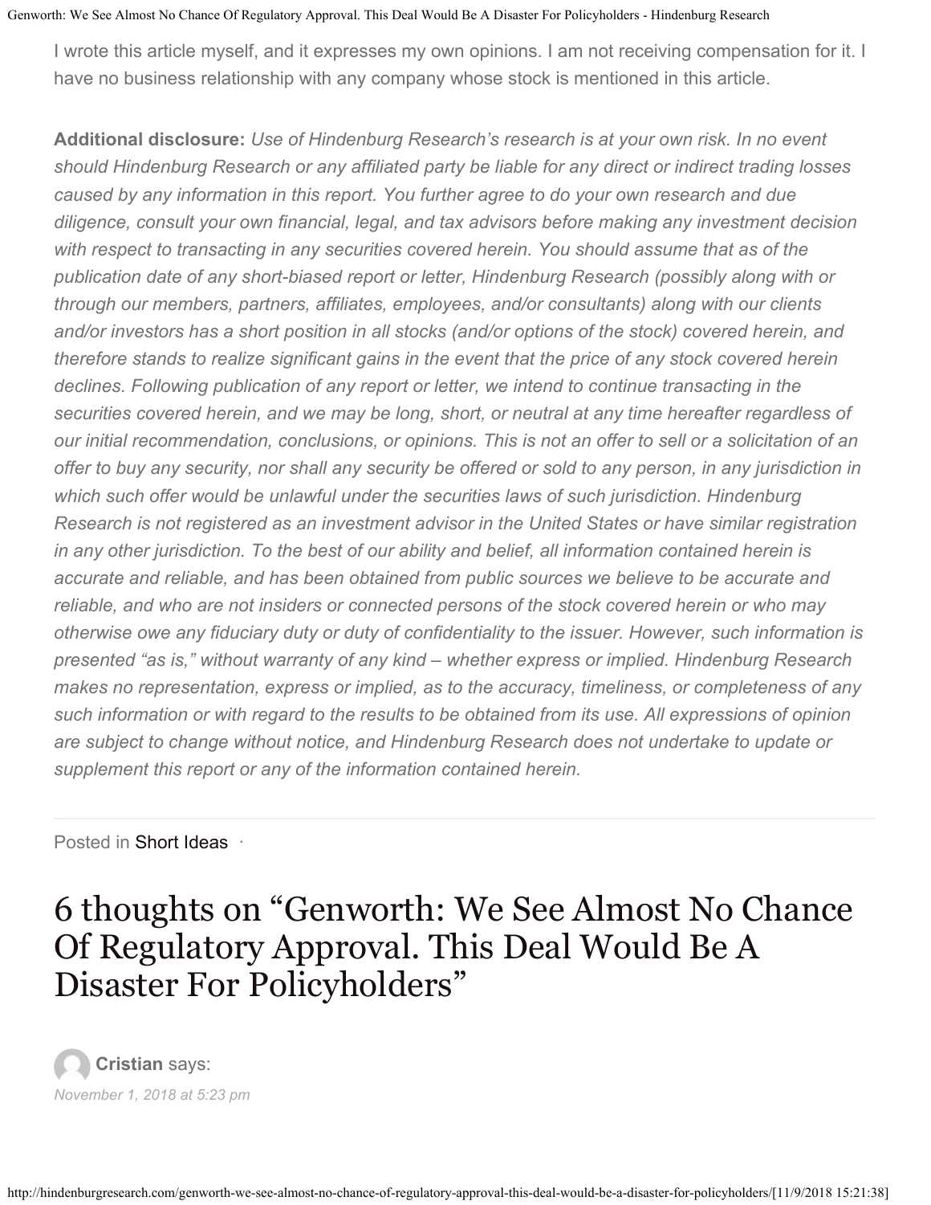I wrote this article myself, and it expresses my own opinions. I am not receiving compensation for it. I have no business relationship with any company whose stock is mentioned in this article.

**Additional disclosure:** *Use of Hindenburg Research's research is at your own risk. In no event should Hindenburg Research or any affiliated party be liable for any direct or indirect trading losses caused by any information in this report. You further agree to do your own research and due diligence, consult your own financial, legal, and tax advisors before making any investment decision with respect to transacting in any securities covered herein. You should assume that as of the publication date of any short-biased report or letter, Hindenburg Research (possibly along with or through our members, partners, affiliates, employees, and/or consultants) along with our clients and/or investors has a short position in all stocks (and/or options of the stock) covered herein, and therefore stands to realize significant gains in the event that the price of any stock covered herein declines. Following publication of any report or letter, we intend to continue transacting in the securities covered herein, and we may be long, short, or neutral at any time hereafter regardless of our initial recommendation, conclusions, or opinions. This is not an offer to sell or a solicitation of an offer to buy any security, nor shall any security be offered or sold to any person, in any jurisdiction in which such offer would be unlawful under the securities laws of such jurisdiction. Hindenburg Research is not registered as an investment advisor in the United States or have similar registration in any other jurisdiction. To the best of our ability and belief, all information contained herein is accurate and reliable, and has been obtained from public sources we believe to be accurate and reliable, and who are not insiders or connected persons of the stock covered herein or who may otherwise owe any fiduciary duty or duty of confidentiality to the issuer. However, such information is presented "as is," without warranty of any kind – whether express or implied. Hindenburg Research makes no representation, express or implied, as to the accuracy, timeliness, or completeness of any such information or with regard to the results to be obtained from its use. All expressions of opinion are subject to change without notice, and Hindenburg Research does not undertake to update or supplement this report or any of the information contained herein.*

Posted in Short Ideas ·

# 6 thoughts on "Genworth: We See Almost No Chance Of Regulatory Approval. This Deal Would Be A Disaster For Policyholders"

**Cristian** says:

*November 1, 2018 at 5:23 pm*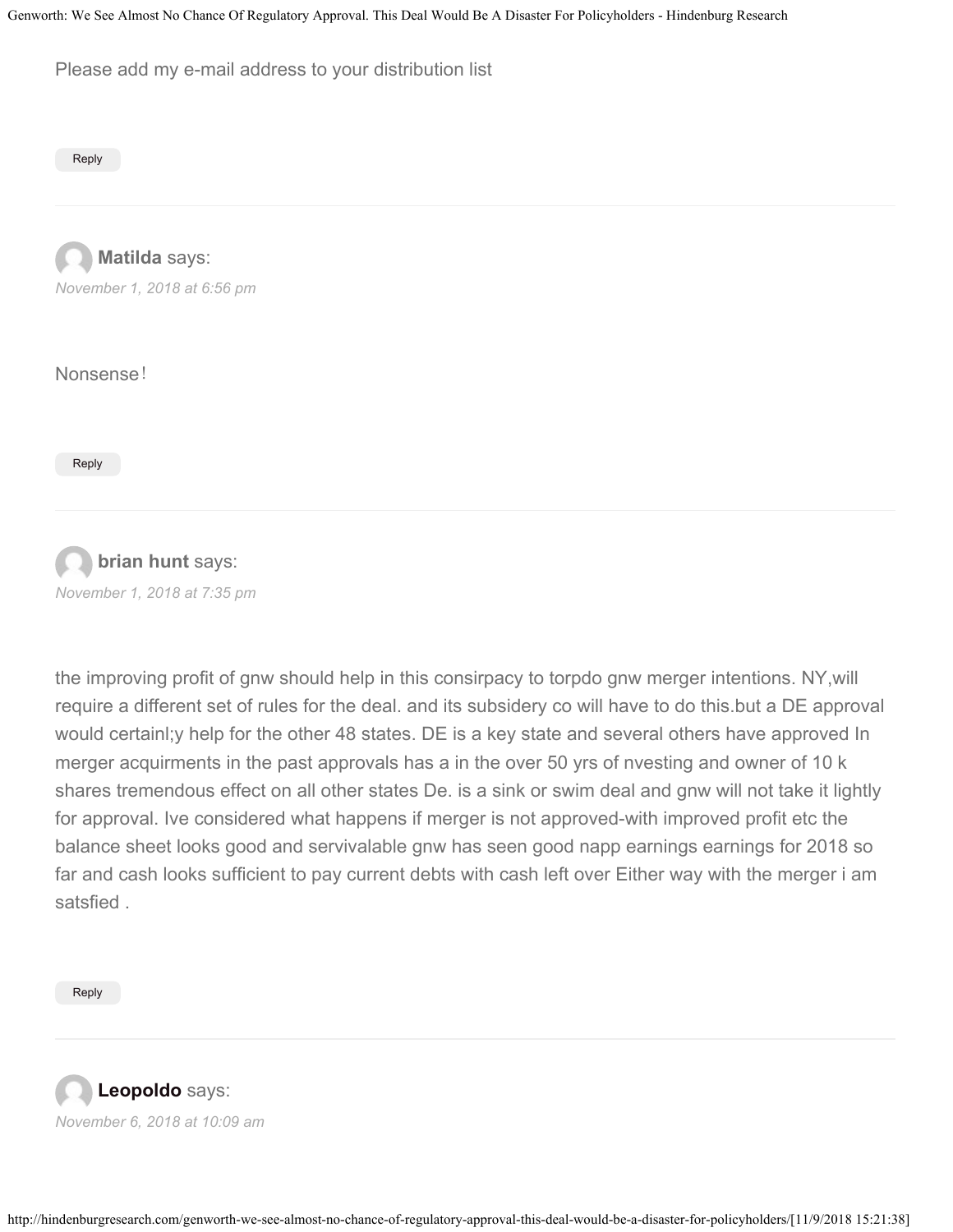Please add my e-mail address to your distribution list

Reply

**Matilda** says:

*November 1, 2018 at 6:56 pm*

Nonsense!

Reply

**brian hunt** says:

*November 1, 2018 at 7:35 pm*

the improving profit of gnw should help in this consirpacy to torpdo gnw merger intentions. NY,will require a different set of rules for the deal. and its subsidery co will have to do this.but a DE approval would certainl;y help for the other 48 states. DE is a key state and several others have approved In merger acquirments in the past approvals has a in the over 50 yrs of nvesting and owner of 10 k shares tremendous effect on all other states De. is a sink or swim deal and gnw will not take it lightly for approval. Ive considered what happens if merger is not approved-with improved profit etc the balance sheet looks good and servivalable gnw has seen good napp earnings earnings for 2018 so far and cash looks sufficient to pay current debts with cash left over Either way with the merger i am satsfied .

Reply

**Leopoldo** says:

*November 6, 2018 at 10:09 am*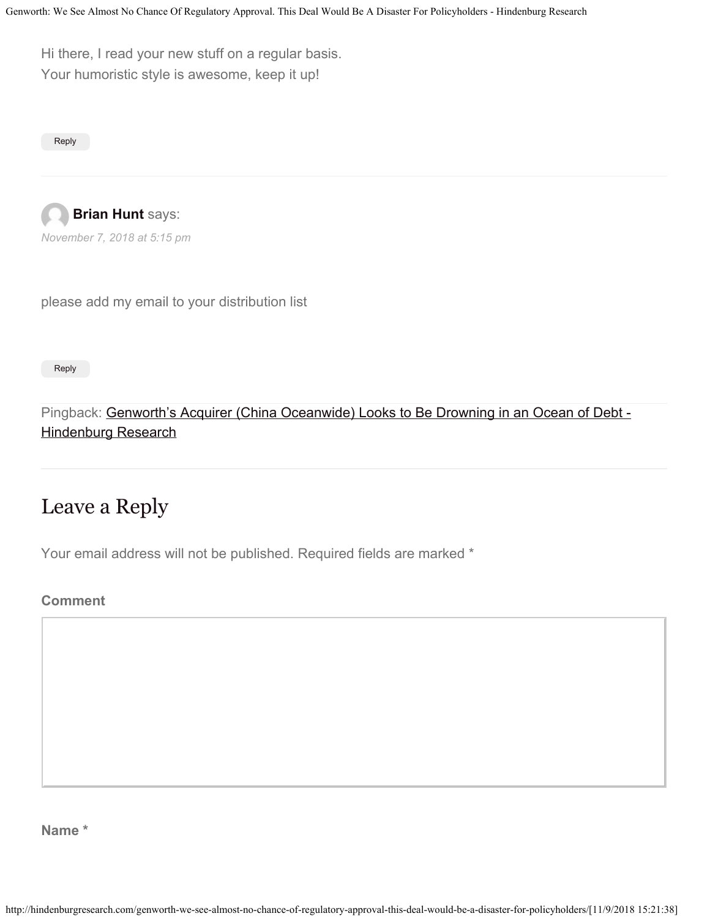Hi there, I read your new stuff on a regular basis.
Your humoristic style is awesome, keep it up!

Reply

**Brian Hunt** says:

*November 7, 2018 at 5:15 pm*

please add my email to your distribution list

Reply

Pingback: Genworth's Acquirer (China Oceanwide) Looks to Be Drowning in an Ocean of Debt - Hindenburg Research

## Leave a Reply

Your email address will not be published. Required fields are marked *

**Comment**

**Name ***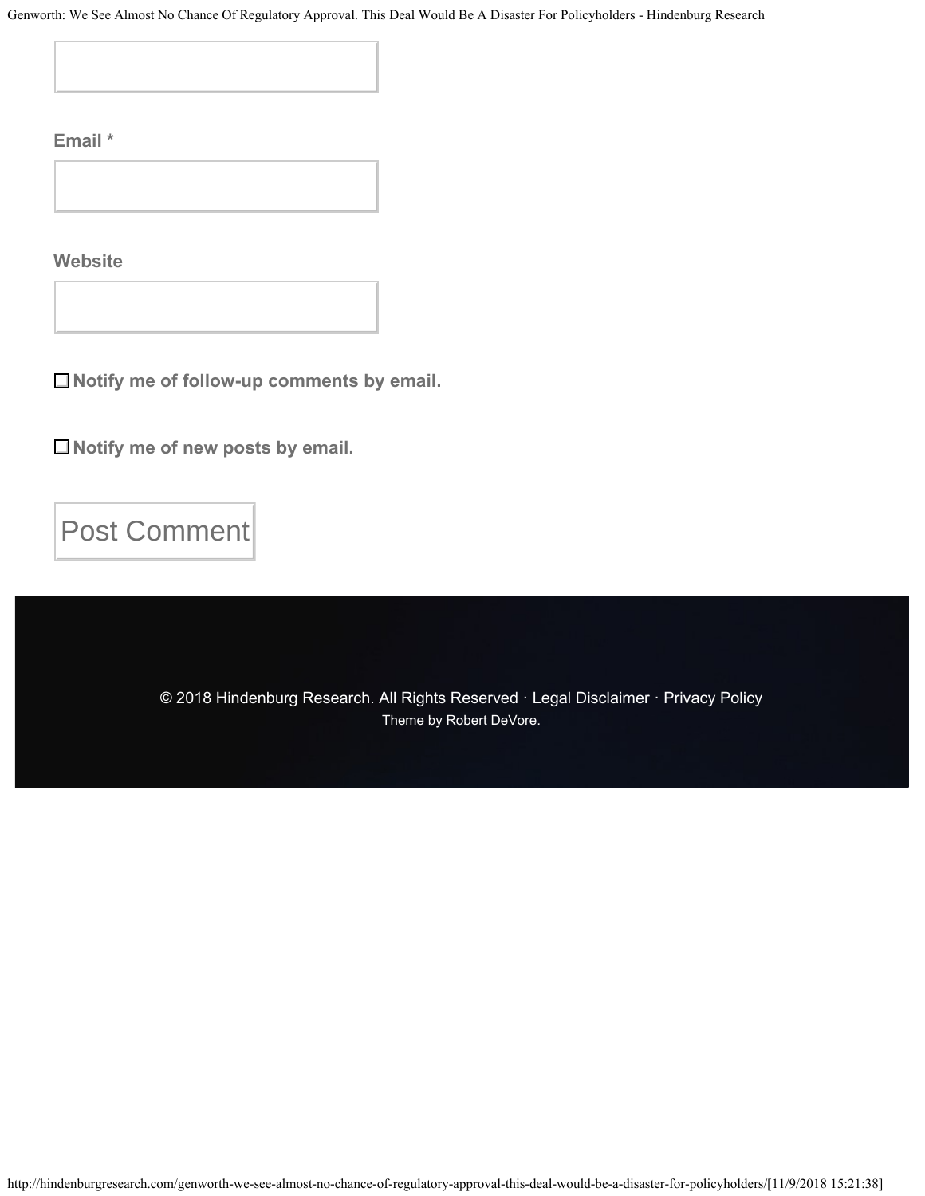Email *

Website

☐ Notify me of follow-up comments by email.

☐ Notify me of new posts by email.

Post Comment

© 2018 Hindenburg Research. All Rights Reserved · Legal Disclaimer · Privacy Policy
Theme by Robert DeVore.